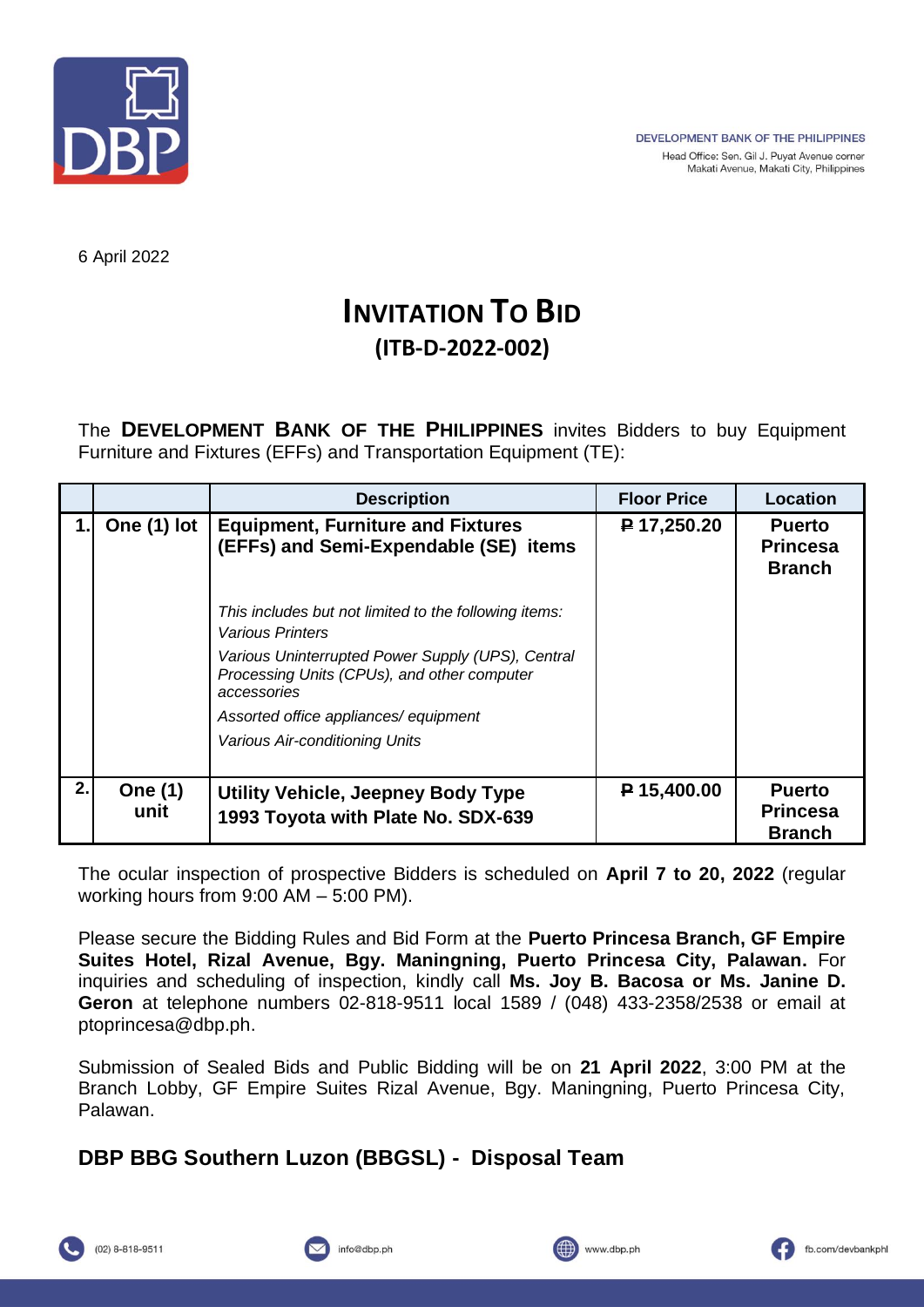DEVELOPMENT BANK OF THE PHILIPPINES
Head Office: Sen. Gil J. Puyat Avenue corner Makati Avenue, Makati City, Philippines

6 April 2022

# INVITATION TO BID
## (ITB-D-2022-002)

The **DEVELOPMENT BANK OF THE PHILIPPINES** invites Bidders to buy Equipment Furniture and Fixtures (EFFs) and Transportation Equipment (TE):

| | | Description | Floor Price | Location |
|---|---|---|---|---|
| 1. | One (1) lot | **Equipment, Furniture and Fixtures (EFFs) and Semi-Expendable (SE) items**<br><br>*This includes but not limited to the following items:*<br>*Various Printers*<br>*Various Uninterrupted Power Supply (UPS), Central Processing Units (CPUs), and other computer accessories*<br>*Assorted office appliances/ equipment*<br>*Various Air-conditioning Units* | ₱ 17,250.20 | Puerto Princesa Branch |
| 2. | One (1) unit | **Utility Vehicle, Jeepney Body Type 1993 Toyota with Plate No. SDX-639** | ₱ 15,400.00 | Puerto Princesa Branch |

The ocular inspection of prospective Bidders is scheduled on **April 7 to 20, 2022** (regular working hours from 9:00 AM – 5:00 PM).

Please secure the Bidding Rules and Bid Form at the **Puerto Princesa Branch, GF Empire Suites Hotel, Rizal Avenue, Bgy. Maningning, Puerto Princesa City, Palawan.** For inquiries and scheduling of inspection, kindly call **Ms. Joy B. Bacosa or Ms. Janine D. Geron** at telephone numbers 02-818-9511 local 1589 / (048) 433-2358/2538 or email at ptoprincesa@dbp.ph.

Submission of Sealed Bids and Public Bidding will be on **21 April 2022**, 3:00 PM at the Branch Lobby, GF Empire Suites Rizal Avenue, Bgy. Maningning, Puerto Princesa City, Palawan.

### DBP BBG Southern Luzon (BBGSL) - Disposal Team

(02) 8-818-9511 | info@dbp.ph | www.dbp.ph | fb.com/devbankphl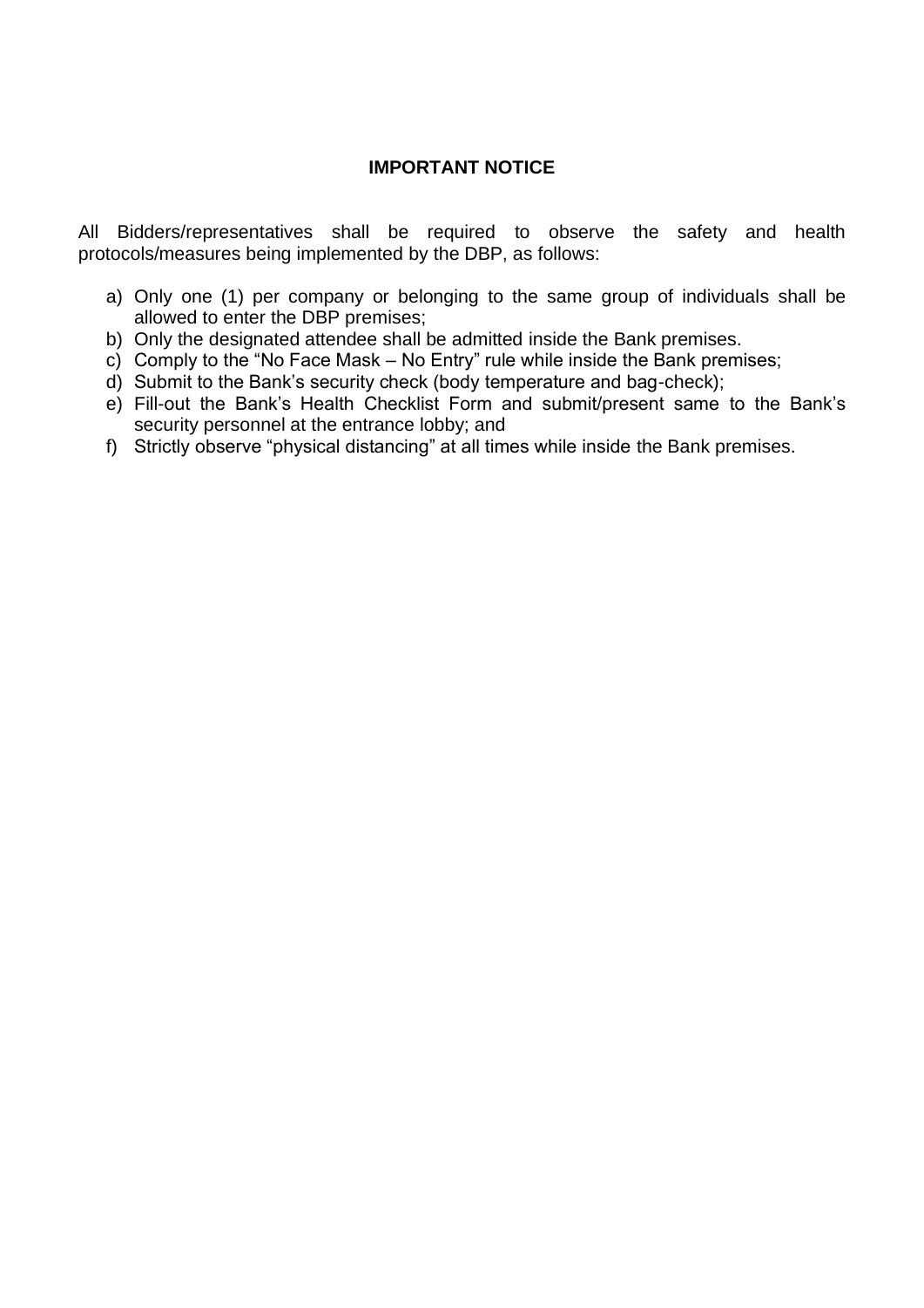**IMPORTANT NOTICE**

All Bidders/representatives shall be required to observe the safety and health protocols/measures being implemented by the DBP, as follows:

a) Only one (1) per company or belonging to the same group of individuals shall be allowed to enter the DBP premises;
b) Only the designated attendee shall be admitted inside the Bank premises.
c) Comply to the "No Face Mask – No Entry" rule while inside the Bank premises;
d) Submit to the Bank's security check (body temperature and bag-check);
e) Fill-out the Bank's Health Checklist Form and submit/present same to the Bank's security personnel at the entrance lobby; and
f) Strictly observe "physical distancing" at all times while inside the Bank premises.